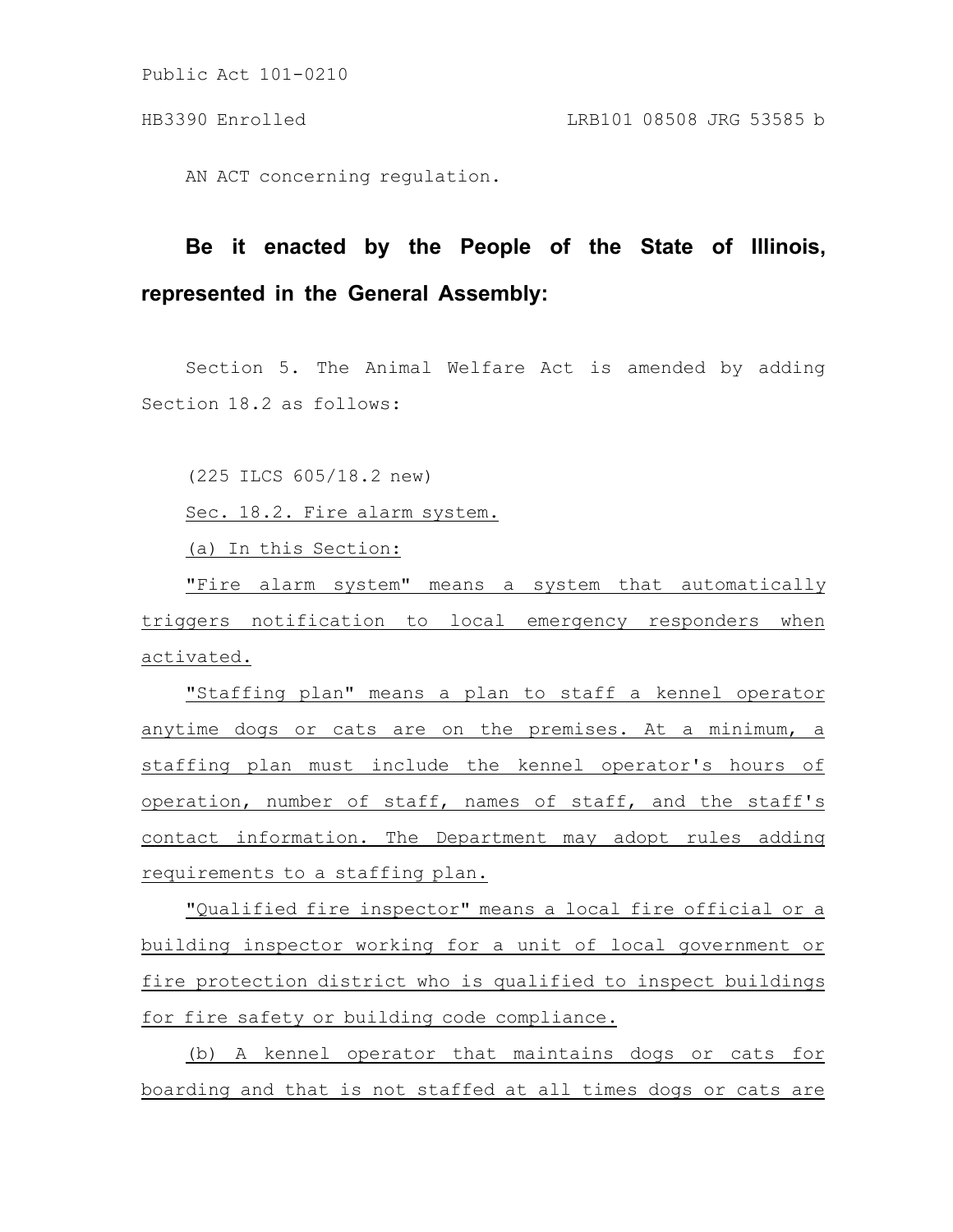Public Act 101-0210

HB3390 Enrolled LRB101 08508 JRG 53585 b

AN ACT concerning regulation.

**Be it enacted by the People of the State of Illinois, represented in the General Assembly:**

Section 5. The Animal Welfare Act is amended by adding Section 18.2 as follows:

(225 ILCS 605/18.2 new)

Sec. 18.2. Fire alarm system.

(a) In this Section:

"Fire alarm system" means a system that automatically triggers notification to local emergency responders when activated.

"Staffing plan" means a plan to staff a kennel operator anytime dogs or cats are on the premises. At a minimum, a staffing plan must include the kennel operator's hours of operation, number of staff, names of staff, and the staff's contact information. The Department may adopt rules adding requirements to a staffing plan.

"Qualified fire inspector" means a local fire official or a building inspector working for a unit of local government or fire protection district who is qualified to inspect buildings for fire safety or building code compliance.

(b) A kennel operator that maintains dogs or cats for boarding and that is not staffed at all times dogs or cats are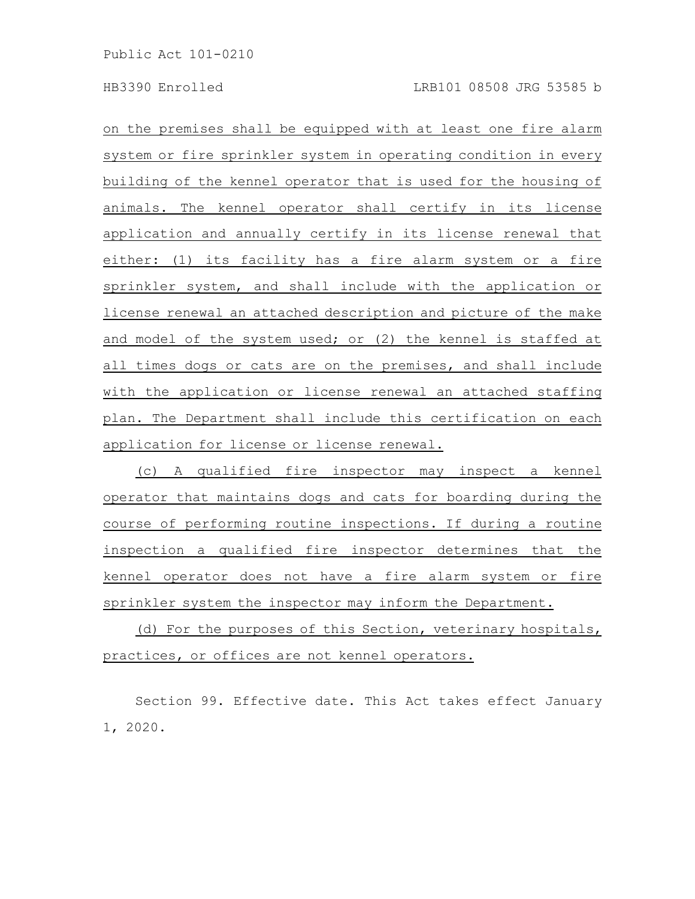on the premises shall be equipped with at least one fire alarm system or fire sprinkler system in operating condition in every building of the kennel operator that is used for the housing of animals. The kennel operator shall certify in its license application and annually certify in its license renewal that either: (1) its facility has a fire alarm system or a fire sprinkler system, and shall include with the application or license renewal an attached description and picture of the make and model of the system used; or (2) the kennel is staffed at all times dogs or cats are on the premises, and shall include with the application or license renewal an attached staffing plan. The Department shall include this certification on each application for license or license renewal.

(c) A qualified fire inspector may inspect a kennel operator that maintains dogs and cats for boarding during the course of performing routine inspections. If during a routine inspection a qualified fire inspector determines that the kennel operator does not have a fire alarm system or fire sprinkler system the inspector may inform the Department.

(d) For the purposes of this Section, veterinary hospitals, practices, or offices are not kennel operators.

Section 99. Effective date. This Act takes effect January 1, 2020.